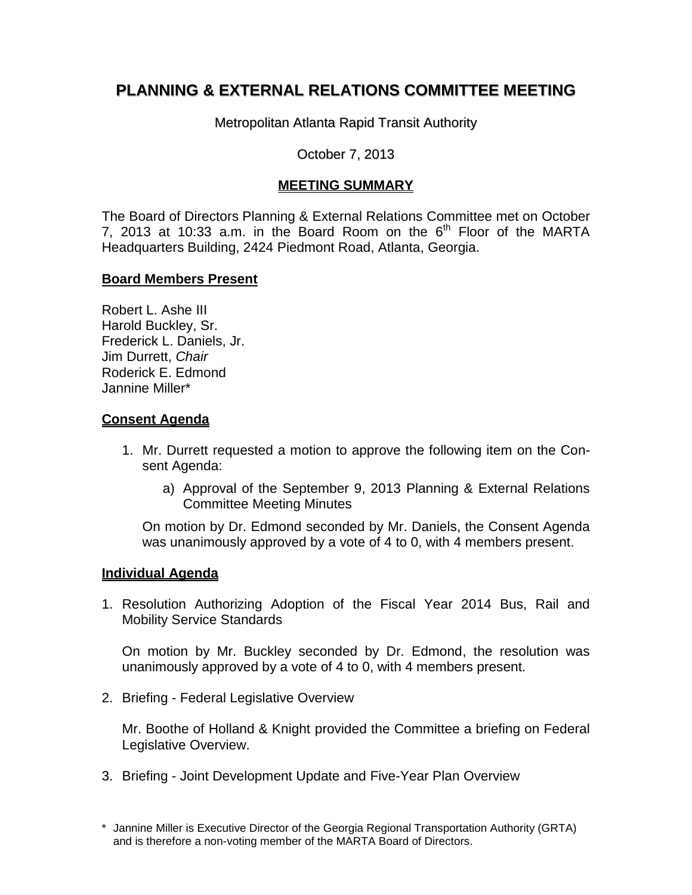# PLANNING & EXTERNAL RELATIONS COMMITTEE MEETING

Metropolitan Atlanta Rapid Transit Authority

October 7, 2013

## MEETING SUMMARY

The Board of Directors Planning & External Relations Committee met on October 7, 2013 at 10:33 a.m. in the Board Room on the 6th Floor of the MARTA Headquarters Building, 2424 Piedmont Road, Atlanta, Georgia.

### Board Members Present

Robert L. Ashe III
Harold Buckley, Sr.
Frederick L. Daniels, Jr.
Jim Durrett, *Chair*
Roderick E. Edmond
Jannine Miller*

### Consent Agenda

1. Mr. Durrett requested a motion to approve the following item on the Consent Agenda:

   a) Approval of the September 9, 2013 Planning & External Relations Committee Meeting Minutes

   On motion by Dr. Edmond seconded by Mr. Daniels, the Consent Agenda was unanimously approved by a vote of 4 to 0, with 4 members present.

### Individual Agenda

1. Resolution Authorizing Adoption of the Fiscal Year 2014 Bus, Rail and Mobility Service Standards

   On motion by Mr. Buckley seconded by Dr. Edmond, the resolution was unanimously approved by a vote of 4 to 0, with 4 members present.

2. Briefing - Federal Legislative Overview

   Mr. Boothe of Holland & Knight provided the Committee a briefing on Federal Legislative Overview.

3. Briefing - Joint Development Update and Five-Year Plan Overview

\* Jannine Miller is Executive Director of the Georgia Regional Transportation Authority (GRTA) and is therefore a non-voting member of the MARTA Board of Directors.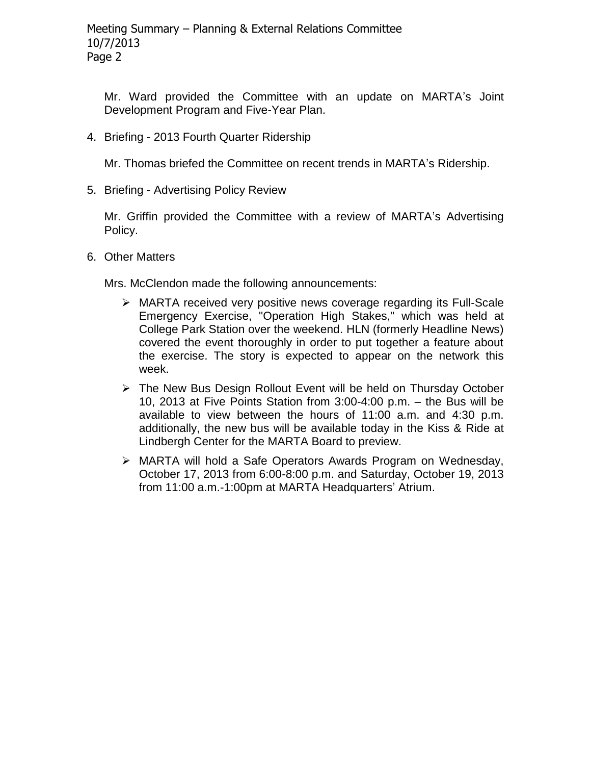Mr. Ward provided the Committee with an update on MARTA's Joint Development Program and Five-Year Plan.

4. Briefing - 2013 Fourth Quarter Ridership

   Mr. Thomas briefed the Committee on recent trends in MARTA's Ridership.

5. Briefing - Advertising Policy Review

   Mr. Griffin provided the Committee with a review of MARTA's Advertising Policy.

6. Other Matters

   Mrs. McClendon made the following announcements:

   - MARTA received very positive news coverage regarding its Full-Scale Emergency Exercise, "Operation High Stakes," which was held at College Park Station over the weekend. HLN (formerly Headline News) covered the event thoroughly in order to put together a feature about the exercise. The story is expected to appear on the network this week.
   - The New Bus Design Rollout Event will be held on Thursday October 10, 2013 at Five Points Station from 3:00-4:00 p.m. – the Bus will be available to view between the hours of 11:00 a.m. and 4:30 p.m. additionally, the new bus will be available today in the Kiss & Ride at Lindbergh Center for the MARTA Board to preview.
   - MARTA will hold a Safe Operators Awards Program on Wednesday, October 17, 2013 from 6:00-8:00 p.m. and Saturday, October 19, 2013 from 11:00 a.m.-1:00pm at MARTA Headquarters' Atrium.